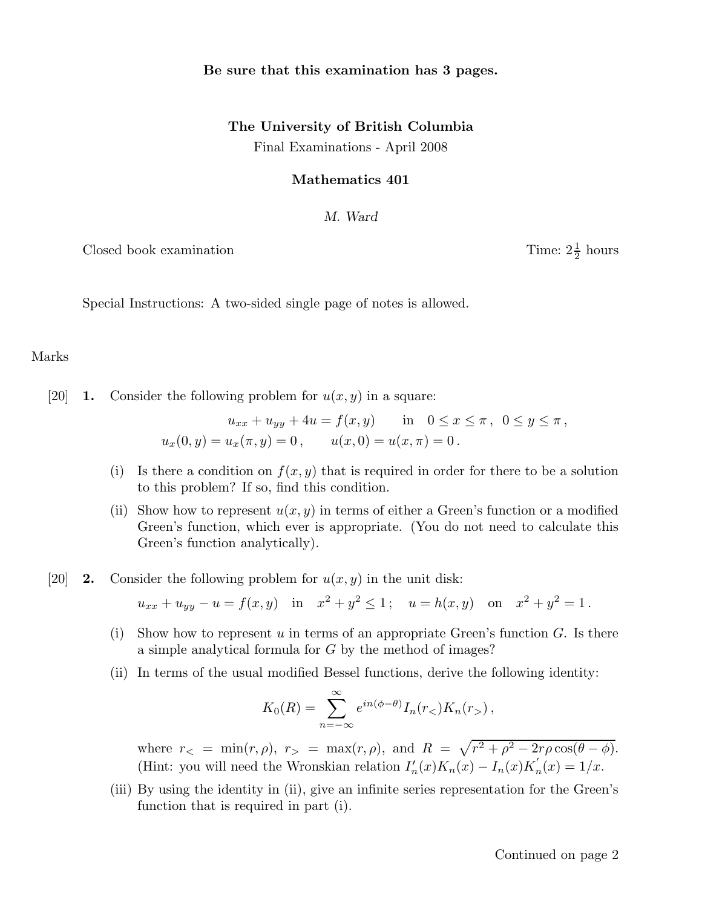**Be sure that this examination has 3 pages.**

**The University of British Columbia**

Final Examinations - April 2008

**Mathematics 401**

*M. Ward*

Closed book examination Time: $2\frac{1}{2}$ hours

Special Instructions: A two-sided single page of notes is allowed.

Marks

[20] **1.** Consider the following problem for $u(x,y)$ in a square:

$$u_{xx} + u_{yy} + 4u = f(x,y) \qquad \text{in} \quad 0 \le x \le \pi \,, \ \ 0 \le y \le \pi \,,$$

$$u_x(0,y) = u_x(\pi,y) = 0 \,, \qquad u(x,0) = u(x,\pi) = 0 \,.$$

(i) Is there a condition on $f(x,y)$ that is required in order for there to be a solution to this problem? If so, find this condition.

(ii) Show how to represent $u(x,y)$ in terms of either a Green's function or a modified Green's function, which ever is appropriate. (You do not need to calculate this Green's function analytically).

[20] **2.** Consider the following problem for $u(x,y)$ in the unit disk:

$$u_{xx} + u_{yy} - u = f(x,y) \quad \text{in} \quad x^2 + y^2 \le 1 \,; \quad u = h(x,y) \quad \text{on} \quad x^2 + y^2 = 1 \,.$$

(i) Show how to represent $u$ in terms of an appropriate Green's function $G$. Is there a simple analytical formula for $G$ by the method of images?

(ii) In terms of the usual modified Bessel functions, derive the following identity:

$$K_0(R) = \sum_{n=-\infty}^{\infty} e^{in(\phi-\theta)} I_n(r_<) K_n(r_>) \,,$$

where $r_< = \min(r,\rho)$, $r_> = \max(r,\rho)$, and $R = \sqrt{r^2 + \rho^2 - 2r\rho\cos(\theta - \phi)}$. (Hint: you will need the Wronskian relation $I_n'(x)K_n(x) - I_n(x)K_n'(x) = 1/x$.

(iii) By using the identity in (ii), give an infinite series representation for the Green's function that is required in part (i).

Continued on page 2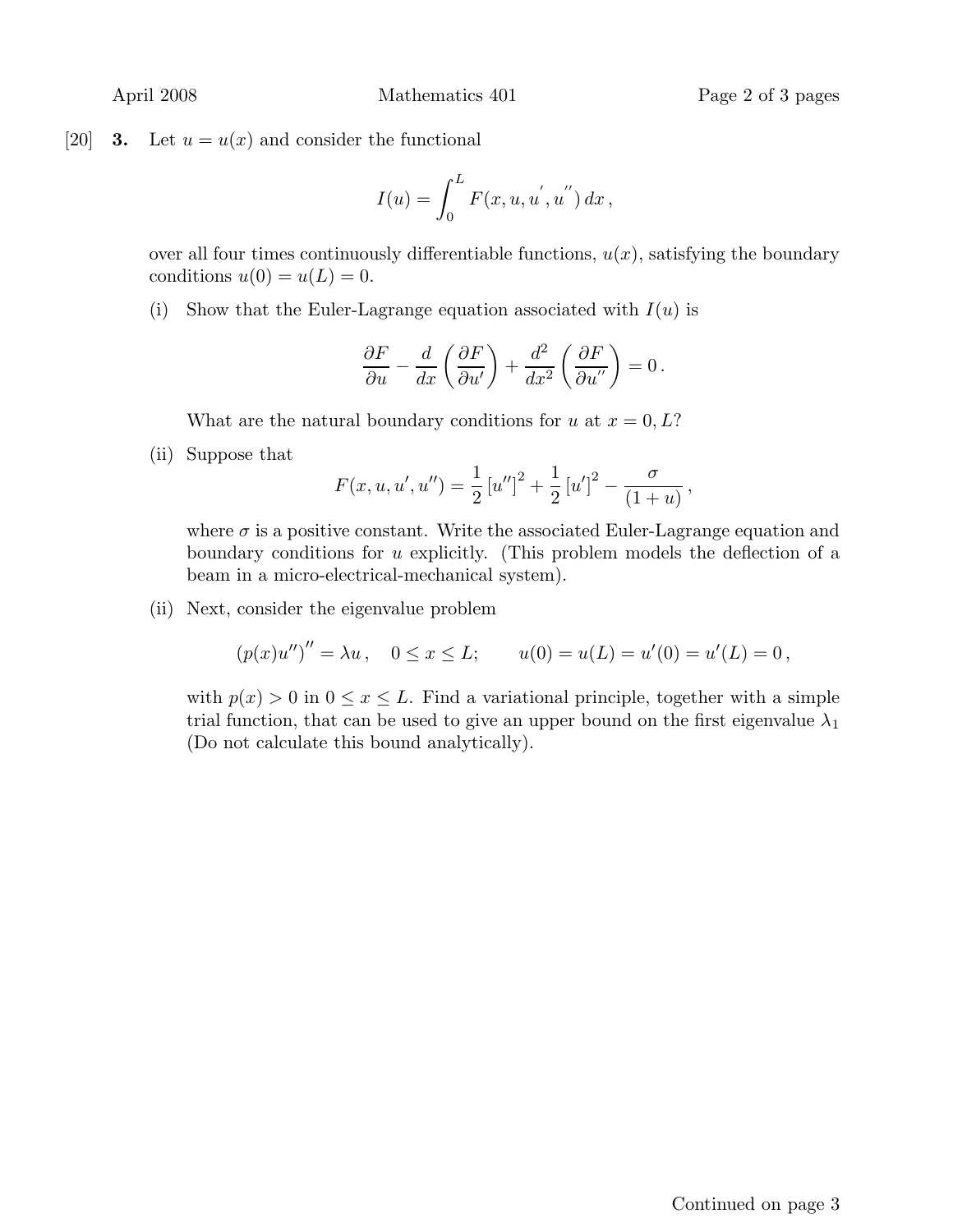[20] **3.** Let $u = u(x)$ and consider the functional

$$I(u) = \int_0^L F(x, u, u^{'}, u^{''})\, dx\,,$$

over all four times continuously differentiable functions, $u(x)$, satisfying the boundary conditions $u(0) = u(L) = 0$.

(i) Show that the Euler-Lagrange equation associated with $I(u)$ is

$$\frac{\partial F}{\partial u} - \frac{d}{dx}\left(\frac{\partial F}{\partial u'}\right) + \frac{d^2}{dx^2}\left(\frac{\partial F}{\partial u''}\right) = 0\,.$$

What are the natural boundary conditions for $u$ at $x = 0, L$?

(ii) Suppose that

$$F(x, u, u', u'') = \frac{1}{2}\left[u''\right]^2 + \frac{1}{2}\left[u'\right]^2 - \frac{\sigma}{(1+u)}\,,$$

where $\sigma$ is a positive constant. Write the associated Euler-Lagrange equation and boundary conditions for $u$ explicitly. (This problem models the deflection of a beam in a micro-electrical-mechanical system).

(ii) Next, consider the eigenvalue problem

$$\left(p(x)u''\right)'' = \lambda u\,, \quad 0 \le x \le L; \qquad u(0) = u(L) = u'(0) = u'(L) = 0\,,$$

with $p(x) > 0$ in $0 \le x \le L$. Find a variational principle, together with a simple trial function, that can be used to give an upper bound on the first eigenvalue $\lambda_1$ (Do not calculate this bound analytically).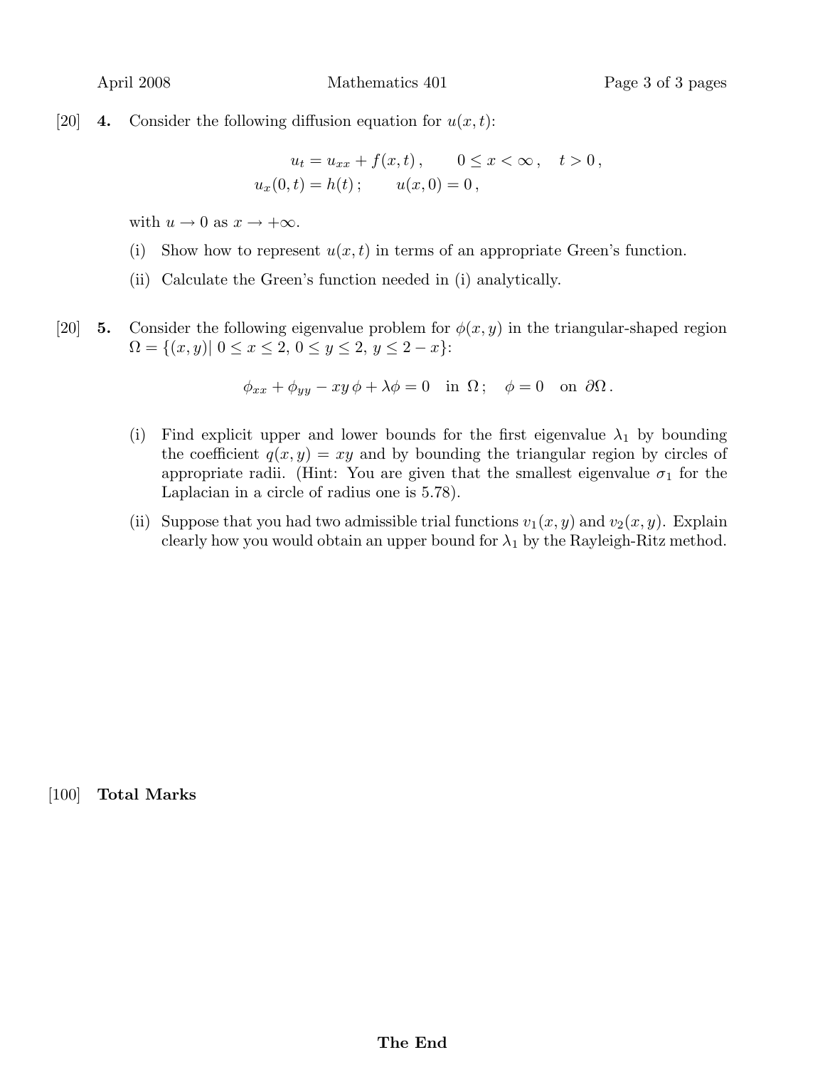[20] **4.** Consider the following diffusion equation for $u(x,t)$:

$$u_t = u_{xx} + f(x,t)\,, \qquad 0 \le x < \infty\,, \quad t > 0\,,$$
$$u_x(0,t) = h(t)\,; \qquad u(x,0) = 0\,,$$

with $u \to 0$ as $x \to +\infty$.

(i) Show how to represent $u(x,t)$ in terms of an appropriate Green's function.

(ii) Calculate the Green's function needed in (i) analytically.

[20] **5.** Consider the following eigenvalue problem for $\phi(x,y)$ in the triangular-shaped region $\Omega = \{(x,y)|\ 0 \le x \le 2,\ 0 \le y \le 2,\ y \le 2-x\}$:

$$\phi_{xx} + \phi_{yy} - xy\,\phi + \lambda\phi = 0 \quad \text{in } \Omega\,; \qquad \phi = 0 \quad \text{on } \partial\Omega\,.$$

(i) Find explicit upper and lower bounds for the first eigenvalue $\lambda_1$ by bounding the coefficient $q(x,y) = xy$ and by bounding the triangular region by circles of appropriate radii. (Hint: You are given that the smallest eigenvalue $\sigma_1$ for the Laplacian in a circle of radius one is 5.78).

(ii) Suppose that you had two admissible trial functions $v_1(x,y)$ and $v_2(x,y)$. Explain clearly how you would obtain an upper bound for $\lambda_1$ by the Rayleigh-Ritz method.

[100] **Total Marks**

**The End**